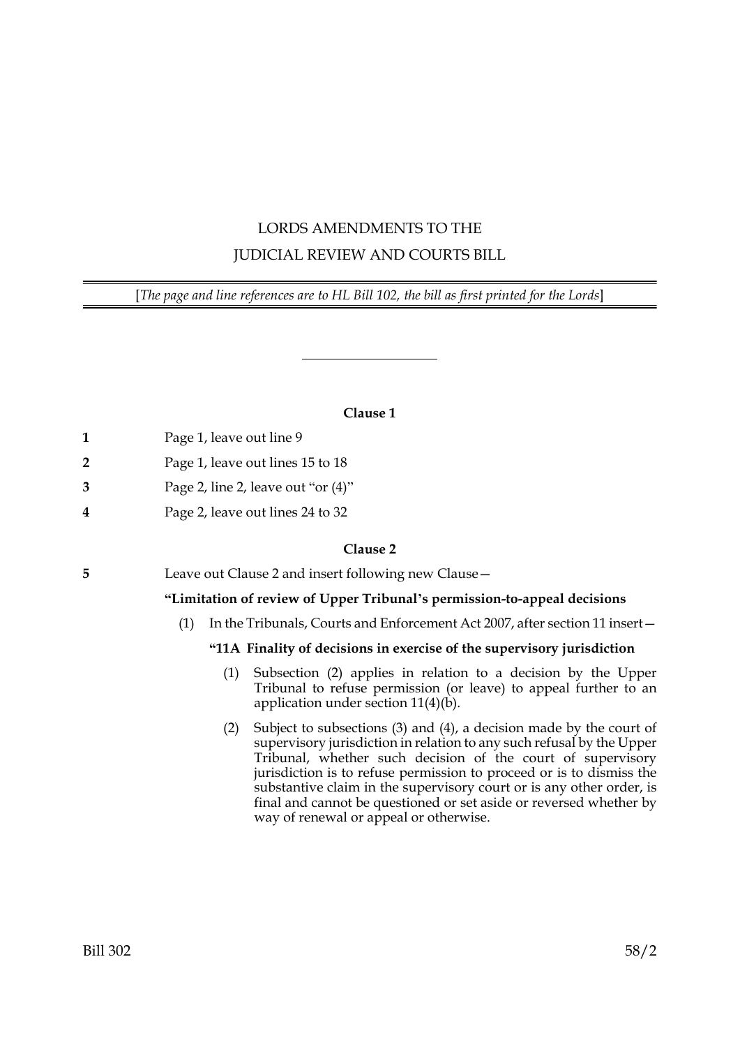# LORDS AMENDMENTS TO THE JUDICIAL REVIEW AND COURTS BILL

[*The page and line references are to HL Bill 102, the bill as first printed for the Lords*]

---

**Clause 1**

**1** Page 1, leave out line 9

**2** Page 1, leave out lines 15 to 18

**3** Page 2, line 2, leave out "or (4)"

**4** Page 2, leave out lines 24 to 32

**Clause 2**

**5** Leave out Clause 2 and insert following new Clause—

**"Limitation of review of Upper Tribunal's permission-to-appeal decisions**

(1) In the Tribunals, Courts and Enforcement Act 2007, after section 11 insert—

**"11A Finality of decisions in exercise of the supervisory jurisdiction**

(1) Subsection (2) applies in relation to a decision by the Upper Tribunal to refuse permission (or leave) to appeal further to an application under section 11(4)(b).

(2) Subject to subsections (3) and (4), a decision made by the court of supervisory jurisdiction in relation to any such refusal by the Upper Tribunal, whether such decision of the court of supervisory jurisdiction is to refuse permission to proceed or is to dismiss the substantive claim in the supervisory court or is any other order, is final and cannot be questioned or set aside or reversed whether by way of renewal or appeal or otherwise.

Bill 302 58/2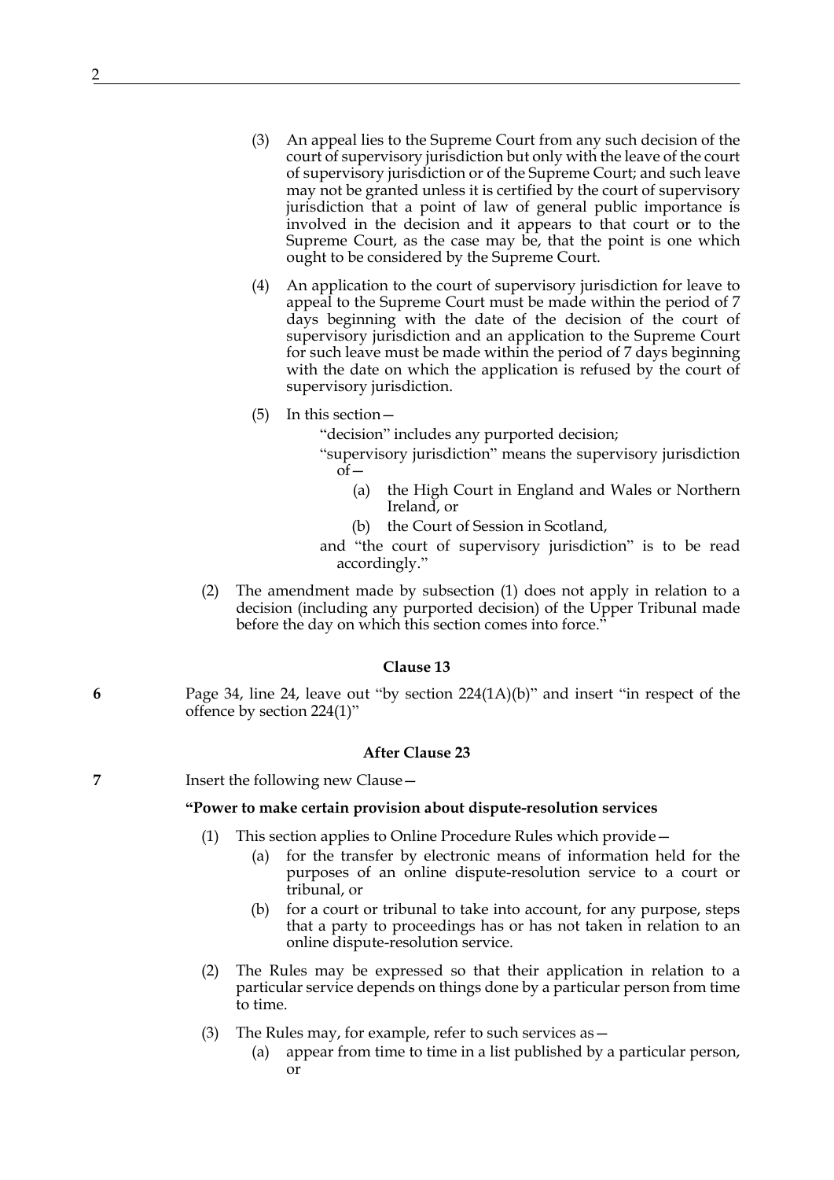(3) An appeal lies to the Supreme Court from any such decision of the court of supervisory jurisdiction but only with the leave of the court of supervisory jurisdiction or of the Supreme Court; and such leave may not be granted unless it is certified by the court of supervisory jurisdiction that a point of law of general public importance is involved in the decision and it appears to that court or to the Supreme Court, as the case may be, that the point is one which ought to be considered by the Supreme Court.

(4) An application to the court of supervisory jurisdiction for leave to appeal to the Supreme Court must be made within the period of 7 days beginning with the date of the decision of the court of supervisory jurisdiction and an application to the Supreme Court for such leave must be made within the period of 7 days beginning with the date on which the application is refused by the court of supervisory jurisdiction.

(5) In this section—

"decision" includes any purported decision;

"supervisory jurisdiction" means the supervisory jurisdiction of—

(a) the High Court in England and Wales or Northern Ireland, or

(b) the Court of Session in Scotland,

and "the court of supervisory jurisdiction" is to be read accordingly."

(2) The amendment made by subsection (1) does not apply in relation to a decision (including any purported decision) of the Upper Tribunal made before the day on which this section comes into force."

**Clause 13**

6 Page 34, line 24, leave out "by section 224(1A)(b)" and insert "in respect of the offence by section 224(1)"

**After Clause 23**

7 Insert the following new Clause—

**"Power to make certain provision about dispute-resolution services**

(1) This section applies to Online Procedure Rules which provide—

(a) for the transfer by electronic means of information held for the purposes of an online dispute-resolution service to a court or tribunal, or

(b) for a court or tribunal to take into account, for any purpose, steps that a party to proceedings has or has not taken in relation to an online dispute-resolution service.

(2) The Rules may be expressed so that their application in relation to a particular service depends on things done by a particular person from time to time.

(3) The Rules may, for example, refer to such services as—

(a) appear from time to time in a list published by a particular person, or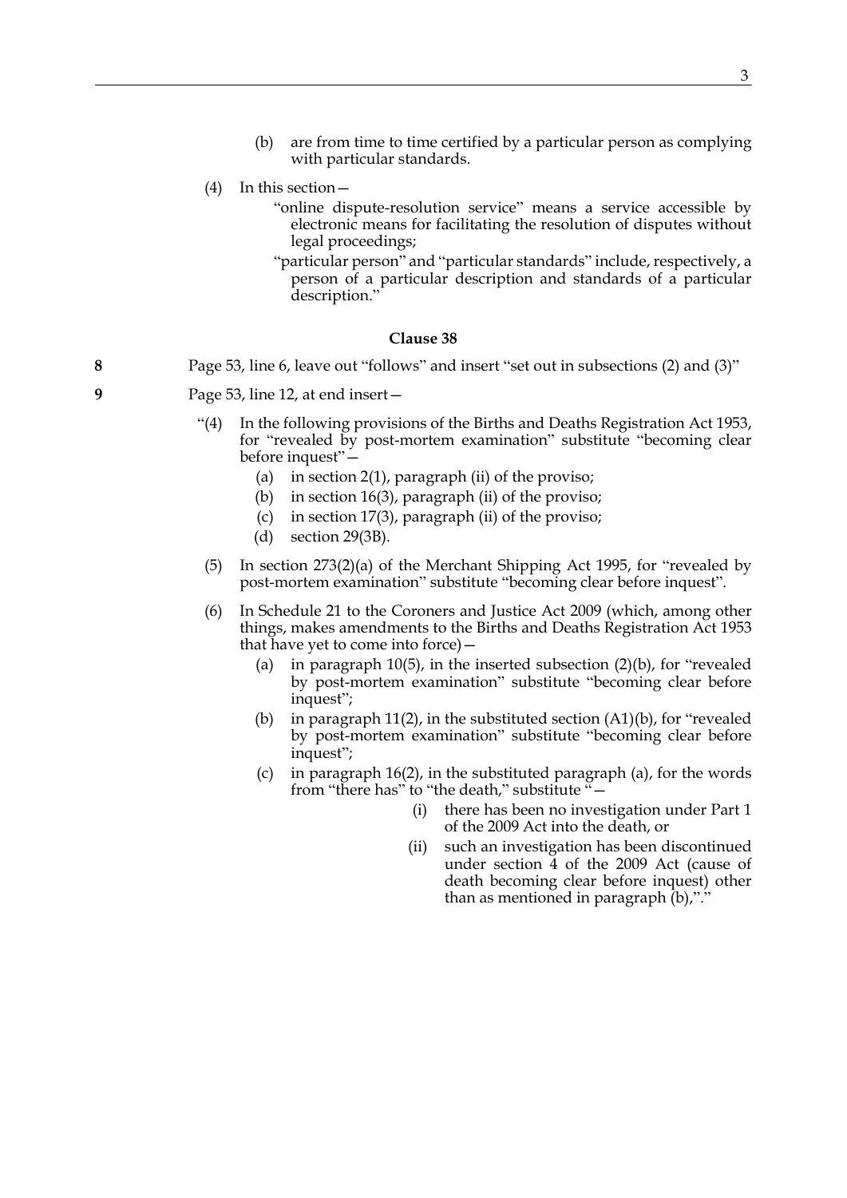(b) are from time to time certified by a particular person as complying with particular standards.

(4) In this section—

"online dispute-resolution service" means a service accessible by electronic means for facilitating the resolution of disputes without legal proceedings;

"particular person" and "particular standards" include, respectively, a person of a particular description and standards of a particular description."

**Clause 38**

**8** Page 53, line 6, leave out "follows" and insert "set out in subsections (2) and (3)"

**9** Page 53, line 12, at end insert—

"(4) In the following provisions of the Births and Deaths Registration Act 1953, for "revealed by post-mortem examination" substitute "becoming clear before inquest"—

(a) in section 2(1), paragraph (ii) of the proviso;

(b) in section 16(3), paragraph (ii) of the proviso;

(c) in section 17(3), paragraph (ii) of the proviso;

(d) section 29(3B).

(5) In section 273(2)(a) of the Merchant Shipping Act 1995, for "revealed by post-mortem examination" substitute "becoming clear before inquest".

(6) In Schedule 21 to the Coroners and Justice Act 2009 (which, among other things, makes amendments to the Births and Deaths Registration Act 1953 that have yet to come into force)—

(a) in paragraph 10(5), in the inserted subsection (2)(b), for "revealed by post-mortem examination" substitute "becoming clear before inquest";

(b) in paragraph 11(2), in the substituted section (A1)(b), for "revealed by post-mortem examination" substitute "becoming clear before inquest";

(c) in paragraph 16(2), in the substituted paragraph (a), for the words from "there has" to "the death," substitute "—

(i) there has been no investigation under Part 1 of the 2009 Act into the death, or

(ii) such an investigation has been discontinued under section 4 of the 2009 Act (cause of death becoming clear before inquest) other than as mentioned in paragraph (b),"."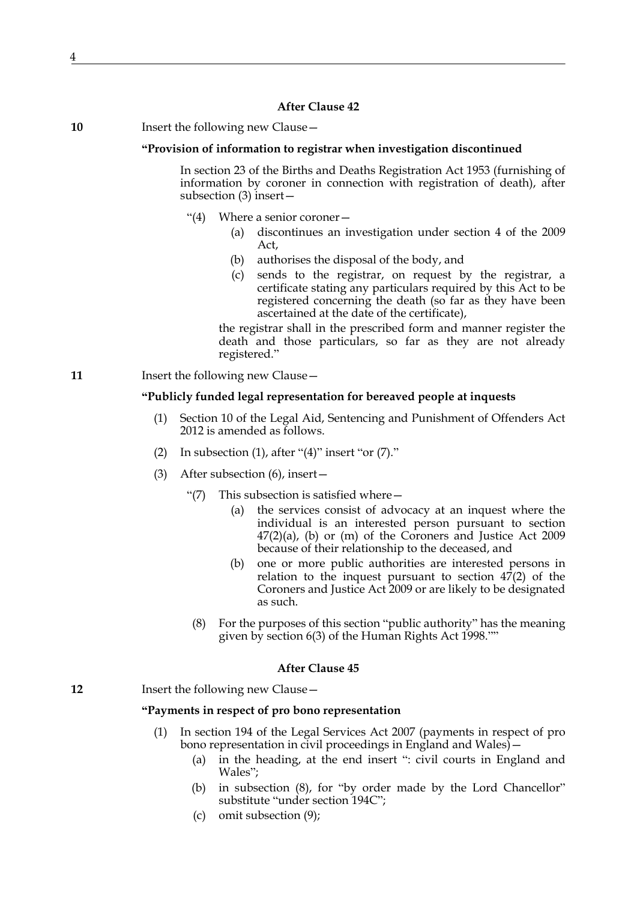### After Clause 42

**10** Insert the following new Clause—

**"Provision of information to registrar when investigation discontinued**

In section 23 of the Births and Deaths Registration Act 1953 (furnishing of information by coroner in connection with registration of death), after subsection (3) insert—

"(4) Where a senior coroner—

(a) discontinues an investigation under section 4 of the 2009 Act,

(b) authorises the disposal of the body, and

(c) sends to the registrar, on request by the registrar, a certificate stating any particulars required by this Act to be registered concerning the death (so far as they have been ascertained at the date of the certificate),

the registrar shall in the prescribed form and manner register the death and those particulars, so far as they are not already registered."

**11** Insert the following new Clause—

**"Publicly funded legal representation for bereaved people at inquests**

(1) Section 10 of the Legal Aid, Sentencing and Punishment of Offenders Act 2012 is amended as follows.

(2) In subsection (1), after "(4)" insert "or (7)."

(3) After subsection (6), insert—

"(7) This subsection is satisfied where—

(a) the services consist of advocacy at an inquest where the individual is an interested person pursuant to section 47(2)(a), (b) or (m) of the Coroners and Justice Act 2009 because of their relationship to the deceased, and

(b) one or more public authorities are interested persons in relation to the inquest pursuant to section 47(2) of the Coroners and Justice Act 2009 or are likely to be designated as such.

(8) For the purposes of this section "public authority" has the meaning given by section 6(3) of the Human Rights Act 1998.""

### After Clause 45

**12** Insert the following new Clause—

**"Payments in respect of pro bono representation**

(1) In section 194 of the Legal Services Act 2007 (payments in respect of pro bono representation in civil proceedings in England and Wales)—

(a) in the heading, at the end insert ": civil courts in England and Wales";

(b) in subsection (8), for "by order made by the Lord Chancellor" substitute "under section 194C";

(c) omit subsection (9);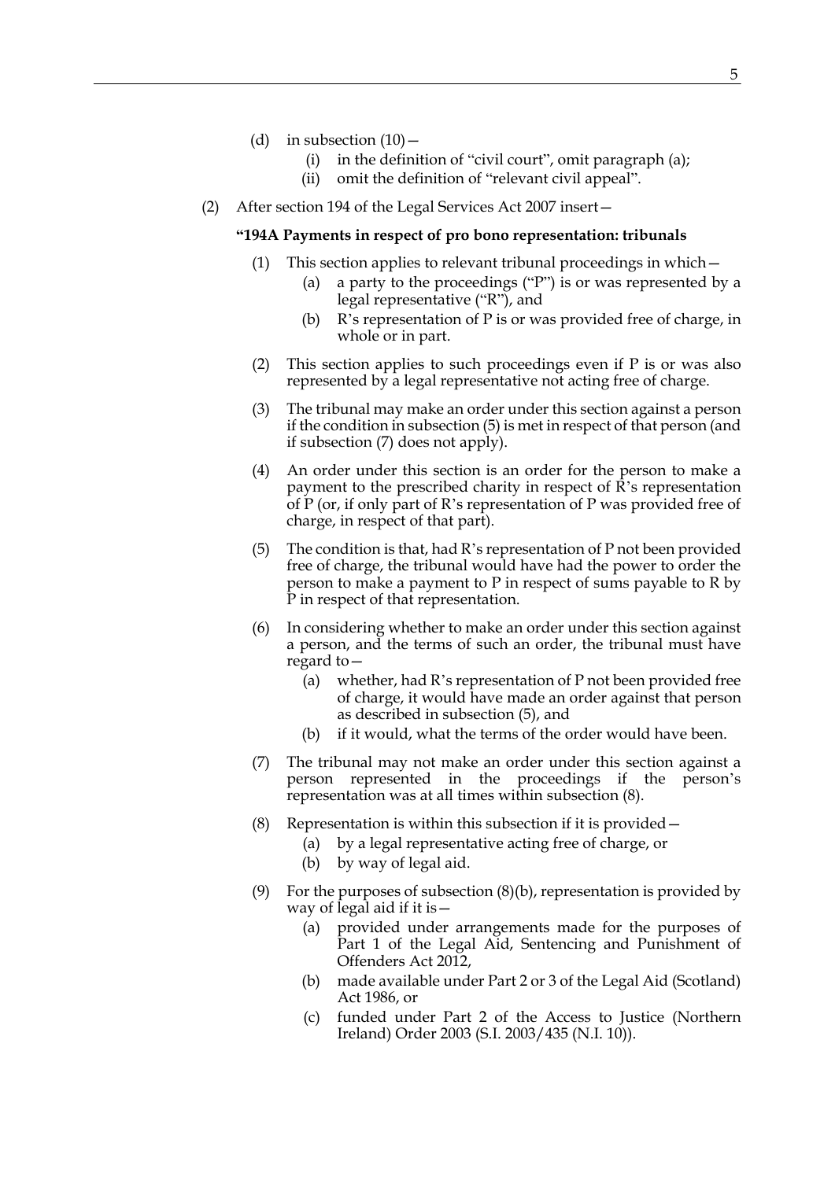(d) in subsection (10)—

  (i) in the definition of "civil court", omit paragraph (a);

  (ii) omit the definition of "relevant civil appeal".

(2) After section 194 of the Legal Services Act 2007 insert—

**"194A Payments in respect of pro bono representation: tribunals**

(1) This section applies to relevant tribunal proceedings in which—

  (a) a party to the proceedings ("P") is or was represented by a legal representative ("R"), and

  (b) R's representation of P is or was provided free of charge, in whole or in part.

(2) This section applies to such proceedings even if P is or was also represented by a legal representative not acting free of charge.

(3) The tribunal may make an order under this section against a person if the condition in subsection (5) is met in respect of that person (and if subsection (7) does not apply).

(4) An order under this section is an order for the person to make a payment to the prescribed charity in respect of R's representation of P (or, if only part of R's representation of P was provided free of charge, in respect of that part).

(5) The condition is that, had R's representation of P not been provided free of charge, the tribunal would have had the power to order the person to make a payment to P in respect of sums payable to R by P in respect of that representation.

(6) In considering whether to make an order under this section against a person, and the terms of such an order, the tribunal must have regard to—

  (a) whether, had R's representation of P not been provided free of charge, it would have made an order against that person as described in subsection (5), and

  (b) if it would, what the terms of the order would have been.

(7) The tribunal may not make an order under this section against a person represented in the proceedings if the person's representation was at all times within subsection (8).

(8) Representation is within this subsection if it is provided—

  (a) by a legal representative acting free of charge, or

  (b) by way of legal aid.

(9) For the purposes of subsection (8)(b), representation is provided by way of legal aid if it is—

  (a) provided under arrangements made for the purposes of Part 1 of the Legal Aid, Sentencing and Punishment of Offenders Act 2012,

  (b) made available under Part 2 or 3 of the Legal Aid (Scotland) Act 1986, or

  (c) funded under Part 2 of the Access to Justice (Northern Ireland) Order 2003 (S.I. 2003/435 (N.I. 10)).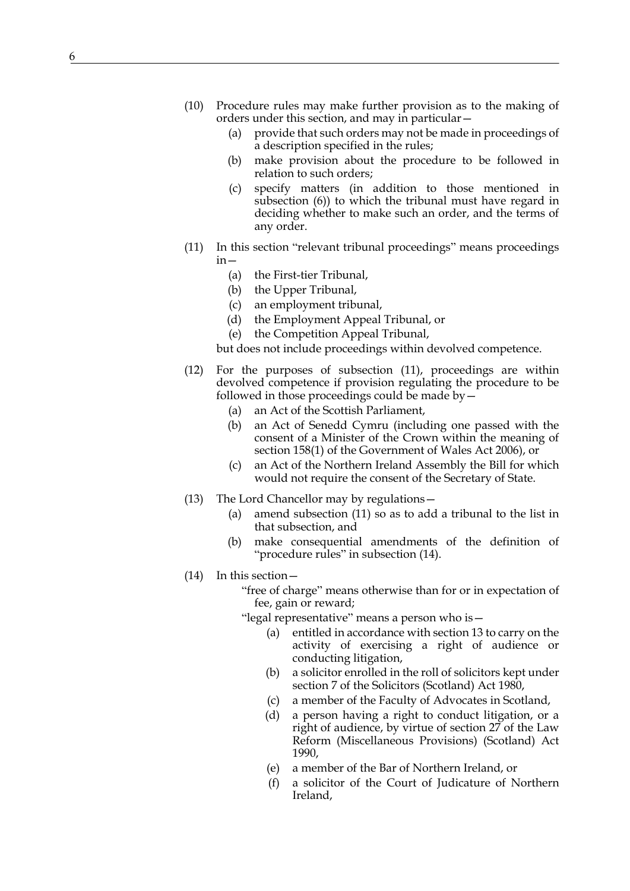(10) Procedure rules may make further provision as to the making of orders under this section, and may in particular—

   (a) provide that such orders may not be made in proceedings of a description specified in the rules;

   (b) make provision about the procedure to be followed in relation to such orders;

   (c) specify matters (in addition to those mentioned in subsection (6)) to which the tribunal must have regard in deciding whether to make such an order, and the terms of any order.

(11) In this section "relevant tribunal proceedings" means proceedings in—

   (a) the First-tier Tribunal,

   (b) the Upper Tribunal,

   (c) an employment tribunal,

   (d) the Employment Appeal Tribunal, or

   (e) the Competition Appeal Tribunal,

   but does not include proceedings within devolved competence.

(12) For the purposes of subsection (11), proceedings are within devolved competence if provision regulating the procedure to be followed in those proceedings could be made by—

   (a) an Act of the Scottish Parliament,

   (b) an Act of Senedd Cymru (including one passed with the consent of a Minister of the Crown within the meaning of section 158(1) of the Government of Wales Act 2006), or

   (c) an Act of the Northern Ireland Assembly the Bill for which would not require the consent of the Secretary of State.

(13) The Lord Chancellor may by regulations—

   (a) amend subsection (11) so as to add a tribunal to the list in that subsection, and

   (b) make consequential amendments of the definition of "procedure rules" in subsection (14).

(14) In this section—

   "free of charge" means otherwise than for or in expectation of fee, gain or reward;

   "legal representative" means a person who is—

   (a) entitled in accordance with section 13 to carry on the activity of exercising a right of audience or conducting litigation,

   (b) a solicitor enrolled in the roll of solicitors kept under section 7 of the Solicitors (Scotland) Act 1980,

   (c) a member of the Faculty of Advocates in Scotland,

   (d) a person having a right to conduct litigation, or a right of audience, by virtue of section 27 of the Law Reform (Miscellaneous Provisions) (Scotland) Act 1990,

   (e) a member of the Bar of Northern Ireland, or

   (f) a solicitor of the Court of Judicature of Northern Ireland,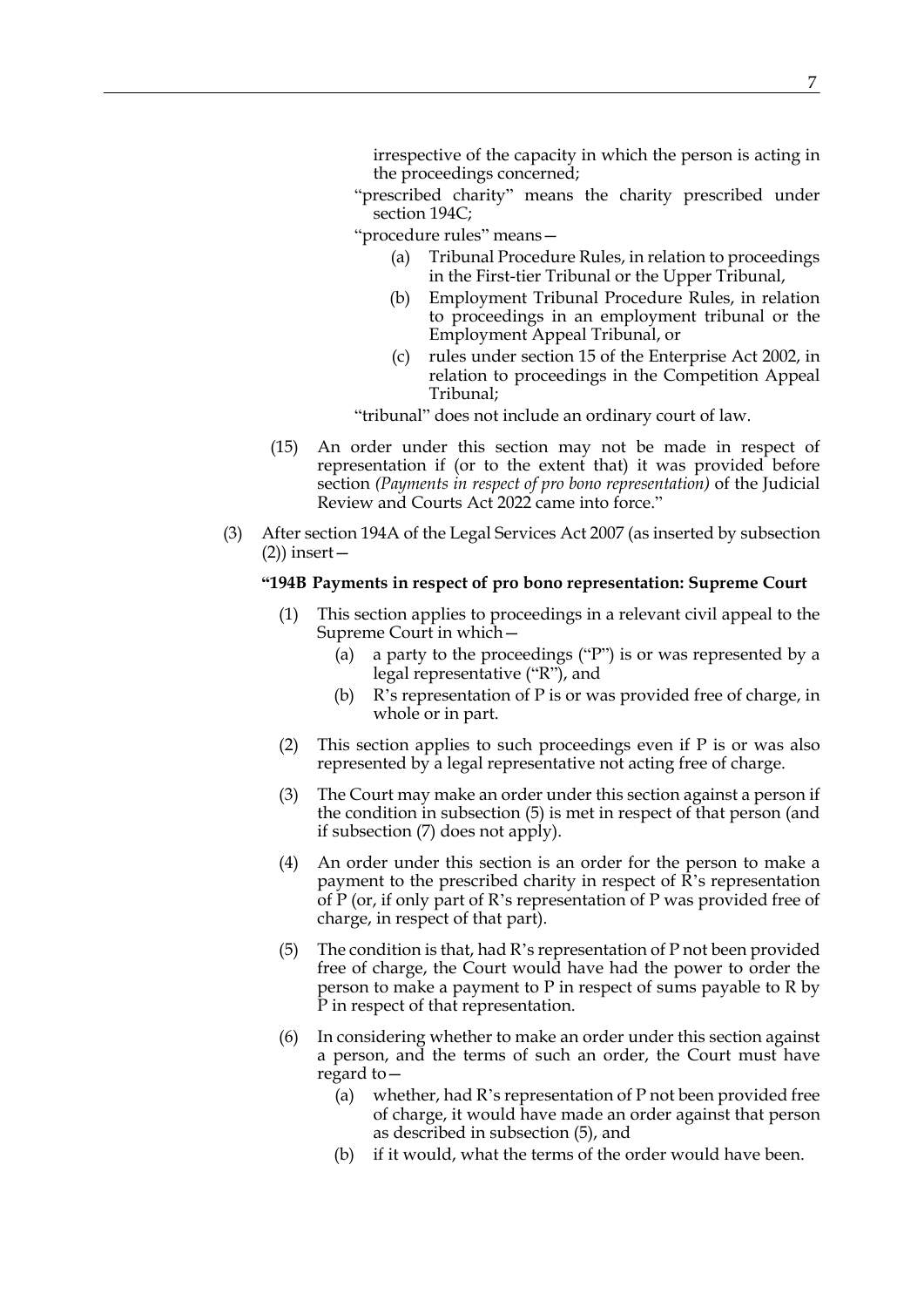irrespective of the capacity in which the person is acting in the proceedings concerned;

"prescribed charity" means the charity prescribed under section 194C;

"procedure rules" means—

- (a) Tribunal Procedure Rules, in relation to proceedings in the First-tier Tribunal or the Upper Tribunal,
- (b) Employment Tribunal Procedure Rules, in relation to proceedings in an employment tribunal or the Employment Appeal Tribunal, or
- (c) rules under section 15 of the Enterprise Act 2002, in relation to proceedings in the Competition Appeal Tribunal;

"tribunal" does not include an ordinary court of law.

(15) An order under this section may not be made in respect of representation if (or to the extent that) it was provided before section *(Payments in respect of pro bono representation)* of the Judicial Review and Courts Act 2022 came into force."

(3) After section 194A of the Legal Services Act 2007 (as inserted by subsection (2)) insert—

**"194B Payments in respect of pro bono representation: Supreme Court**

(1) This section applies to proceedings in a relevant civil appeal to the Supreme Court in which—

- (a) a party to the proceedings ("P") is or was represented by a legal representative ("R"), and
- (b) R's representation of P is or was provided free of charge, in whole or in part.

(2) This section applies to such proceedings even if P is or was also represented by a legal representative not acting free of charge.

(3) The Court may make an order under this section against a person if the condition in subsection (5) is met in respect of that person (and if subsection (7) does not apply).

(4) An order under this section is an order for the person to make a payment to the prescribed charity in respect of R's representation of P (or, if only part of R's representation of P was provided free of charge, in respect of that part).

(5) The condition is that, had R's representation of P not been provided free of charge, the Court would have had the power to order the person to make a payment to P in respect of sums payable to R by P in respect of that representation.

(6) In considering whether to make an order under this section against a person, and the terms of such an order, the Court must have regard to—

- (a) whether, had R's representation of P not been provided free of charge, it would have made an order against that person as described in subsection (5), and
- (b) if it would, what the terms of the order would have been.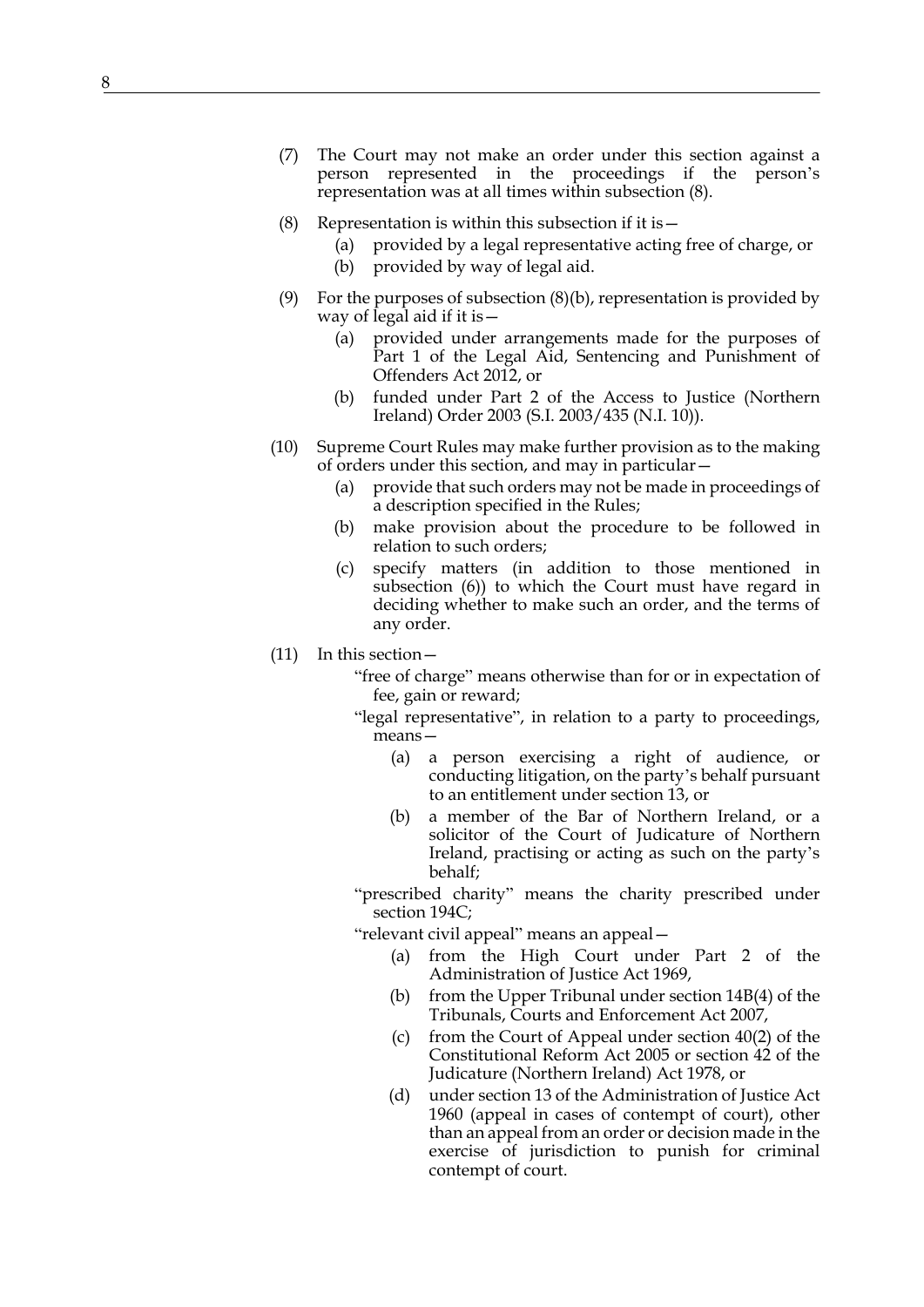(7) The Court may not make an order under this section against a person represented in the proceedings if the person's representation was at all times within subsection (8).

(8) Representation is within this subsection if it is—

  (a) provided by a legal representative acting free of charge, or

  (b) provided by way of legal aid.

(9) For the purposes of subsection (8)(b), representation is provided by way of legal aid if it is—

  (a) provided under arrangements made for the purposes of Part 1 of the Legal Aid, Sentencing and Punishment of Offenders Act 2012, or

  (b) funded under Part 2 of the Access to Justice (Northern Ireland) Order 2003 (S.I. 2003/435 (N.I. 10)).

(10) Supreme Court Rules may make further provision as to the making of orders under this section, and may in particular—

  (a) provide that such orders may not be made in proceedings of a description specified in the Rules;

  (b) make provision about the procedure to be followed in relation to such orders;

  (c) specify matters (in addition to those mentioned in subsection (6)) to which the Court must have regard in deciding whether to make such an order, and the terms of any order.

(11) In this section—

"free of charge" means otherwise than for or in expectation of fee, gain or reward;

"legal representative", in relation to a party to proceedings, means—

  (a) a person exercising a right of audience, or conducting litigation, on the party's behalf pursuant to an entitlement under section 13, or

  (b) a member of the Bar of Northern Ireland, or a solicitor of the Court of Judicature of Northern Ireland, practising or acting as such on the party's behalf;

"prescribed charity" means the charity prescribed under section 194C;

"relevant civil appeal" means an appeal—

  (a) from the High Court under Part 2 of the Administration of Justice Act 1969,

  (b) from the Upper Tribunal under section 14B(4) of the Tribunals, Courts and Enforcement Act 2007,

  (c) from the Court of Appeal under section 40(2) of the Constitutional Reform Act 2005 or section 42 of the Judicature (Northern Ireland) Act 1978, or

  (d) under section 13 of the Administration of Justice Act 1960 (appeal in cases of contempt of court), other than an appeal from an order or decision made in the exercise of jurisdiction to punish for criminal contempt of court.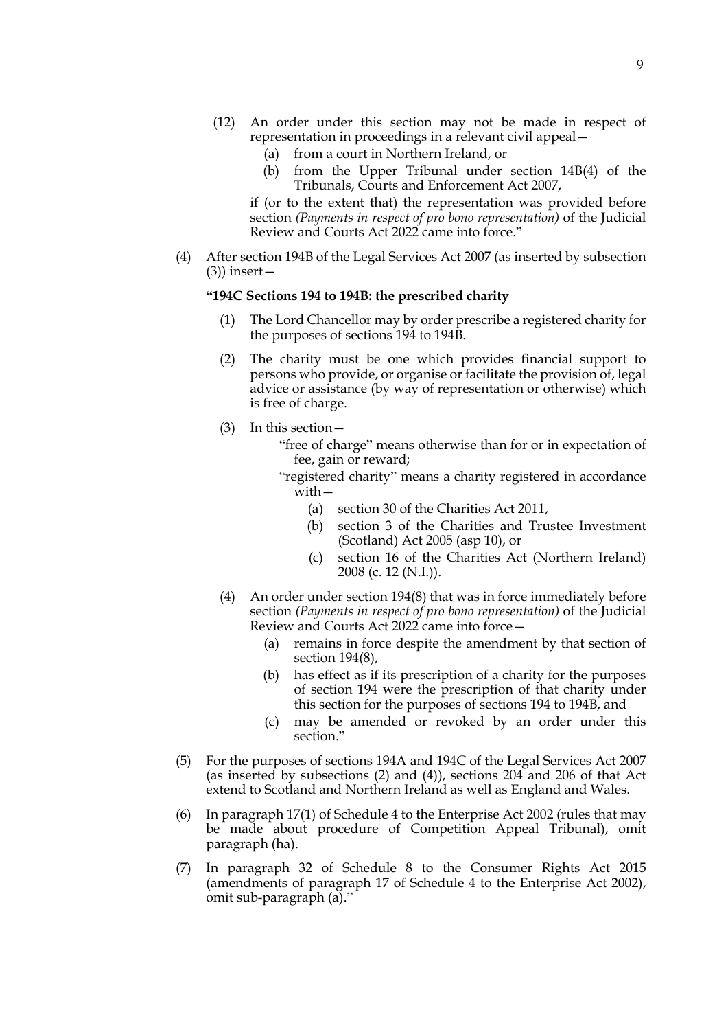(12) An order under this section may not be made in respect of representation in proceedings in a relevant civil appeal—

   (a) from a court in Northern Ireland, or

   (b) from the Upper Tribunal under section 14B(4) of the Tribunals, Courts and Enforcement Act 2007,

   if (or to the extent that) the representation was provided before section *(Payments in respect of pro bono representation)* of the Judicial Review and Courts Act 2022 came into force."

(4) After section 194B of the Legal Services Act 2007 (as inserted by subsection (3)) insert—

**"194C Sections 194 to 194B: the prescribed charity**

   (1) The Lord Chancellor may by order prescribe a registered charity for the purposes of sections 194 to 194B.

   (2) The charity must be one which provides financial support to persons who provide, or organise or facilitate the provision of, legal advice or assistance (by way of representation or otherwise) which is free of charge.

   (3) In this section—

      "free of charge" means otherwise than for or in expectation of fee, gain or reward;

      "registered charity" means a charity registered in accordance with—

         (a) section 30 of the Charities Act 2011,

         (b) section 3 of the Charities and Trustee Investment (Scotland) Act 2005 (asp 10), or

         (c) section 16 of the Charities Act (Northern Ireland) 2008 (c. 12 (N.I.)).

   (4) An order under section 194(8) that was in force immediately before section *(Payments in respect of pro bono representation)* of the Judicial Review and Courts Act 2022 came into force—

      (a) remains in force despite the amendment by that section of section 194(8),

      (b) has effect as if its prescription of a charity for the purposes of section 194 were the prescription of that charity under this section for the purposes of sections 194 to 194B, and

      (c) may be amended or revoked by an order under this section."

(5) For the purposes of sections 194A and 194C of the Legal Services Act 2007 (as inserted by subsections (2) and (4)), sections 204 and 206 of that Act extend to Scotland and Northern Ireland as well as England and Wales.

(6) In paragraph 17(1) of Schedule 4 to the Enterprise Act 2002 (rules that may be made about procedure of Competition Appeal Tribunal), omit paragraph (ha).

(7) In paragraph 32 of Schedule 8 to the Consumer Rights Act 2015 (amendments of paragraph 17 of Schedule 4 to the Enterprise Act 2002), omit sub-paragraph (a)."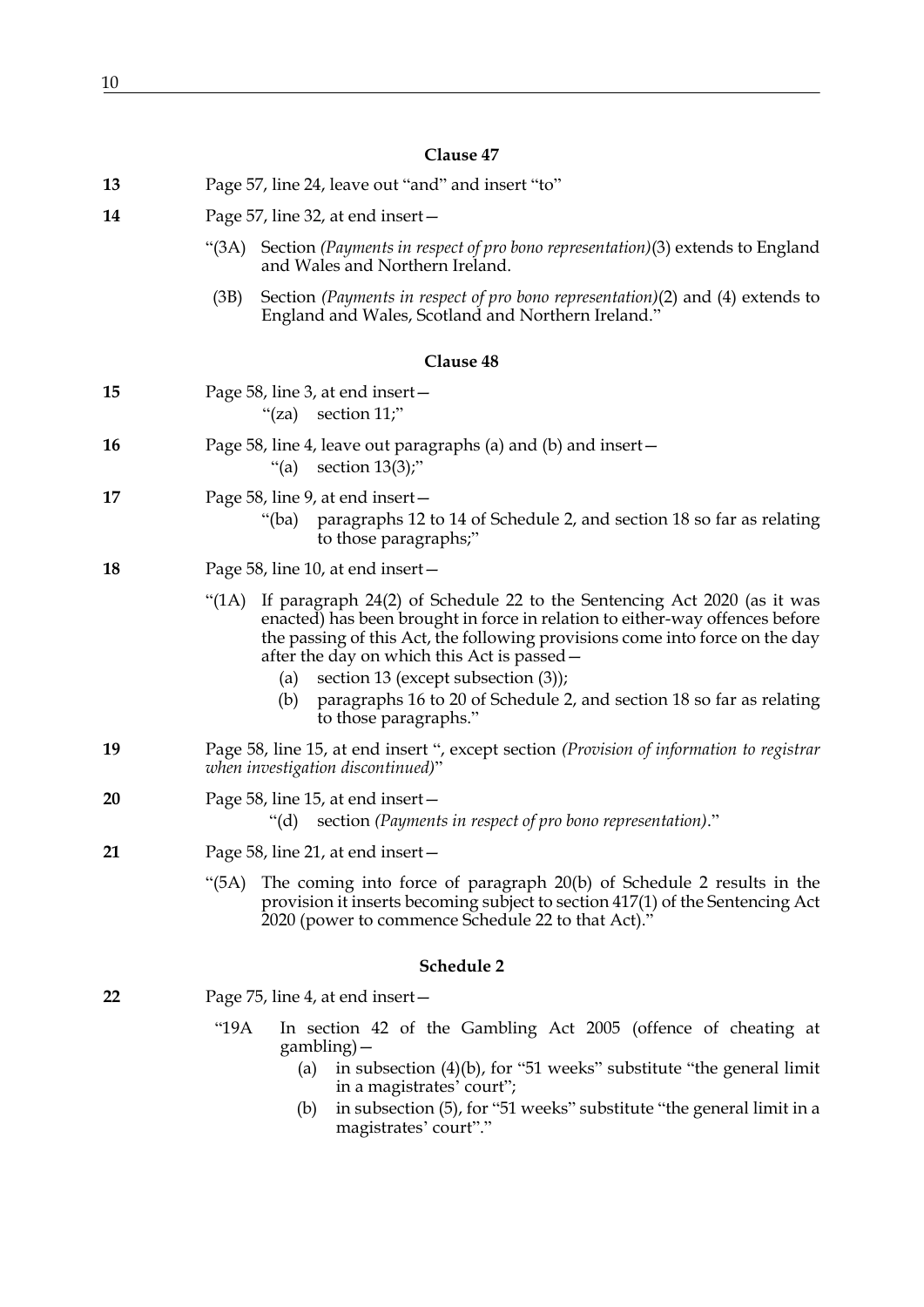### Clause 47

**13** Page 57, line 24, leave out "and" and insert "to"

**14** Page 57, line 32, at end insert—

"(3A) Section *(Payments in respect of pro bono representation)*(3) extends to England and Wales and Northern Ireland.

(3B) Section *(Payments in respect of pro bono representation)*(2) and (4) extends to England and Wales, Scotland and Northern Ireland."

### Clause 48

**15** Page 58, line 3, at end insert—

"(za) section 11;"

**16** Page 58, line 4, leave out paragraphs (a) and (b) and insert—

"(a) section 13(3);"

**17** Page 58, line 9, at end insert—

"(ba) paragraphs 12 to 14 of Schedule 2, and section 18 so far as relating to those paragraphs;"

**18** Page 58, line 10, at end insert—

"(1A) If paragraph 24(2) of Schedule 22 to the Sentencing Act 2020 (as it was enacted) has been brought in force in relation to either-way offences before the passing of this Act, the following provisions come into force on the day after the day on which this Act is passed—

(a) section 13 (except subsection (3));

(b) paragraphs 16 to 20 of Schedule 2, and section 18 so far as relating to those paragraphs."

**19** Page 58, line 15, at end insert ", except section *(Provision of information to registrar when investigation discontinued)*"

**20** Page 58, line 15, at end insert—

"(d) section *(Payments in respect of pro bono representation)*."

**21** Page 58, line 21, at end insert—

"(5A) The coming into force of paragraph 20(b) of Schedule 2 results in the provision it inserts becoming subject to section 417(1) of the Sentencing Act 2020 (power to commence Schedule 22 to that Act)."

### Schedule 2

**22** Page 75, line 4, at end insert—

"19A In section 42 of the Gambling Act 2005 (offence of cheating at gambling)—

(a) in subsection (4)(b), for "51 weeks" substitute "the general limit in a magistrates' court";

(b) in subsection (5), for "51 weeks" substitute "the general limit in a magistrates' court"."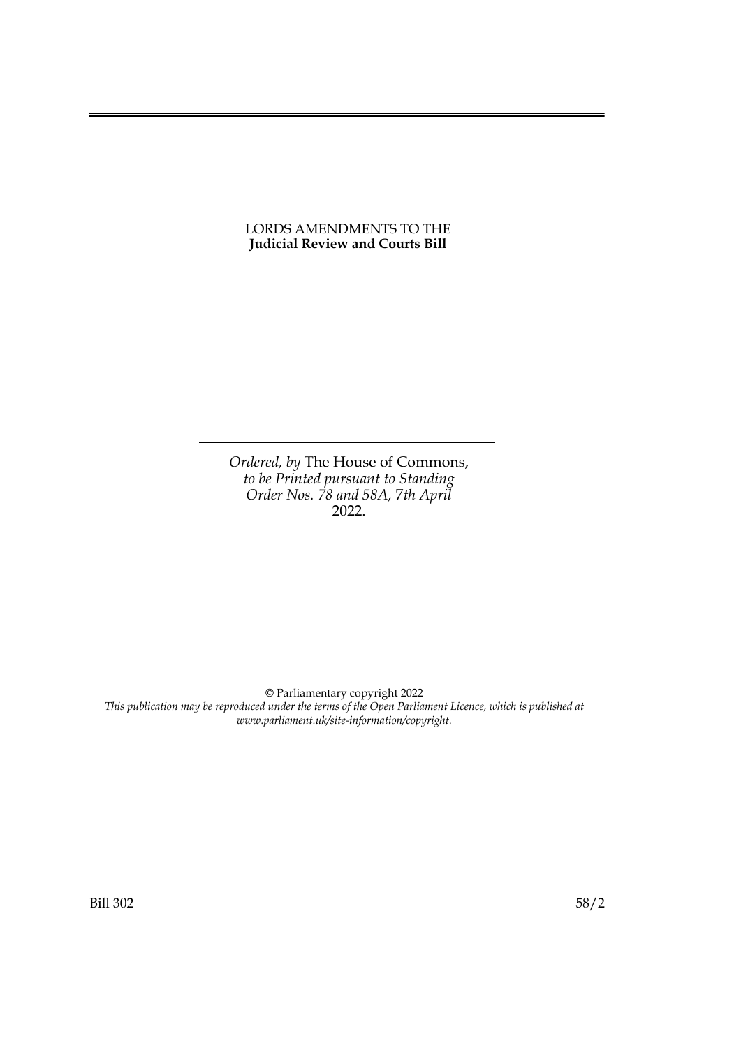LORDS AMENDMENTS TO THE
**Judicial Review and Courts Bill**

---

*Ordered, by* The House of Commons, *to be Printed pursuant to Standing Order Nos. 78 and 58A, 7th April* 2022.

---

© Parliamentary copyright 2022

*This publication may be reproduced under the terms of the Open Parliament Licence, which is published at www.parliament.uk/site-information/copyright.*

Bill 302 58/2